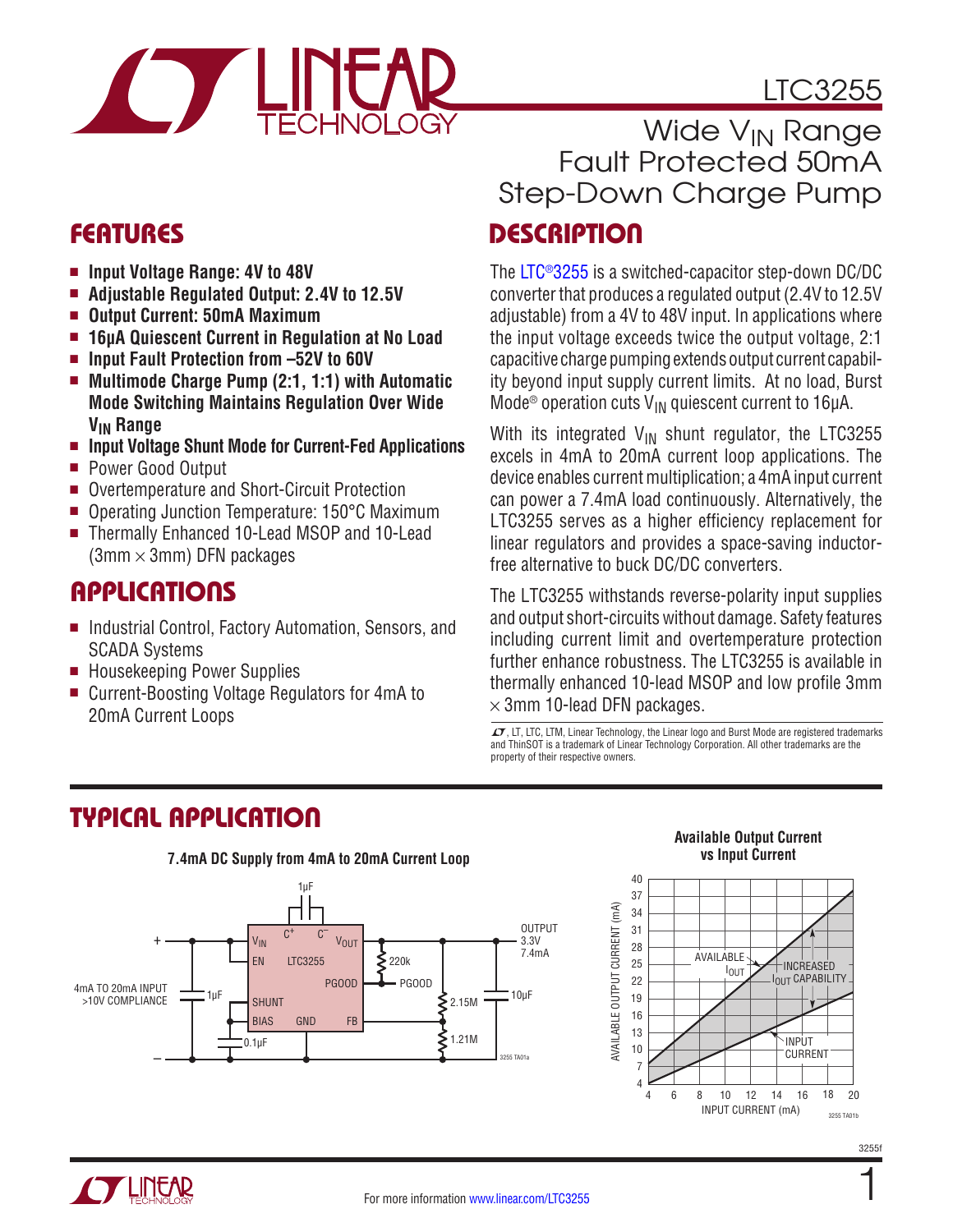# LTC3255

## Wide $V_{IN}$ Range Fault Protected 50mA Step-Down Charge Pump

## FEATURES

- **Input Voltage Range: 4V to 48V**
- **Adjustable Regulated Output: 2.4V to 12.5V**
- **Output Current: 50mA Maximum**
- **16µA Quiescent Current in Regulation at No Load**
- **Input Fault Protection from –52V to 60V**
- **Multimode Charge Pump (2:1, 1:1) with Automatic Mode Switching Maintains Regulation Over Wide $V_{IN}$ Range**
- **Input Voltage Shunt Mode for Current-Fed Applications**
- Power Good Output
- Overtemperature and Short-Circuit Protection
- Operating Junction Temperature: 150°C Maximum
- Thermally Enhanced 10-Lead MSOP and 10-Lead (3mm × 3mm) DFN packages

## APPLICATIONS

- Industrial Control, Factory Automation, Sensors, and SCADA Systems
- Housekeeping Power Supplies
- Current-Boosting Voltage Regulators for 4mA to 20mA Current Loops

## DESCRIPTION

The LTC®3255 is a switched-capacitor step-down DC/DC converter that produces a regulated output (2.4V to 12.5V adjustable) from a 4V to 48V input. In applications where the input voltage exceeds twice the output voltage, 2:1 capacitive charge pumping extends output current capability beyond input supply current limits. At no load, Burst Mode® operation cuts $V_{IN}$ quiescent current to 16µA.

With its integrated $V_{IN}$ shunt regulator, the LTC3255 excels in 4mA to 20mA current loop applications. The device enables current multiplication; a 4mA input current can power a 7.4mA load continuously. Alternatively, the LTC3255 serves as a higher efficiency replacement for linear regulators and provides a space-saving inductor-free alternative to buck DC/DC converters.

The LTC3255 withstands reverse-polarity input supplies and output short-circuits without damage. Safety features including current limit and overtemperature protection further enhance robustness. The LTC3255 is available in thermally enhanced 10-lead MSOP and low profile 3mm × 3mm 10-lead DFN packages.

LT, LTC, LTM, Linear Technology, the Linear logo and Burst Mode are registered trademarks and ThinSOT is a trademark of Linear Technology Corporation. All other trademarks are the property of their respective owners.

## TYPICAL APPLICATION

**7.4mA DC Supply from 4mA to 20mA Current Loop**

**Available Output Current vs Input Current**

For more information www.linear.com/LTC3255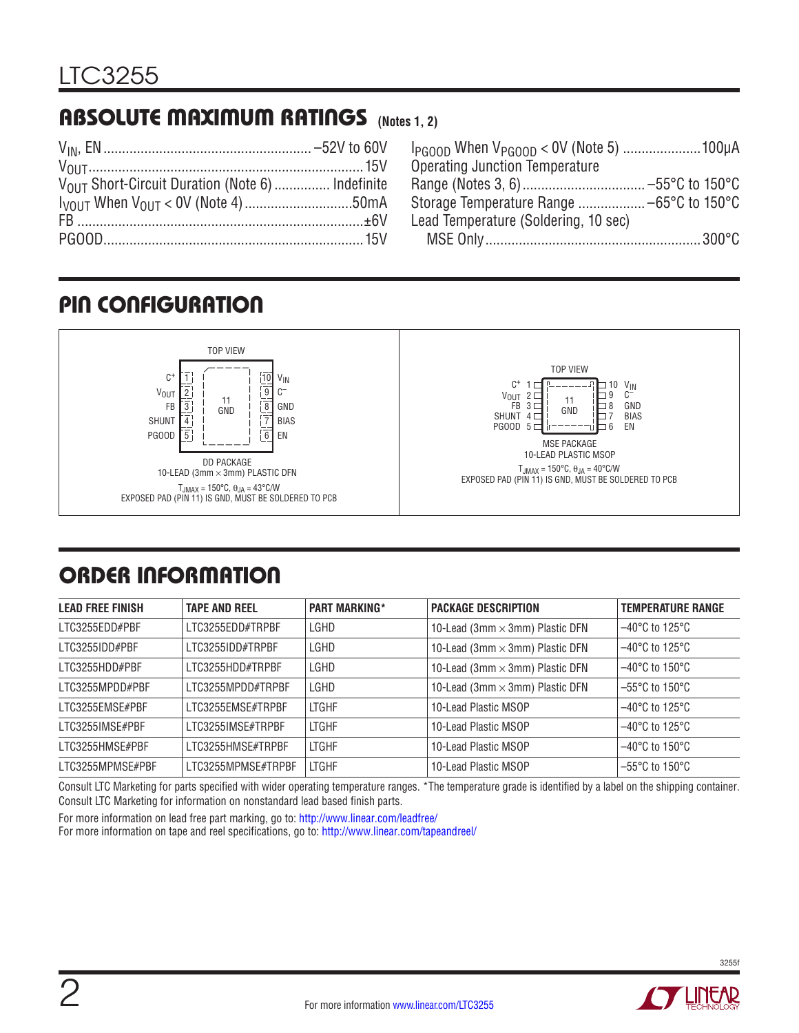## ABSOLUTE MAXIMUM RATINGS (Notes 1, 2)

$V_{IN}$, EN ........ –52V to 60V
$V_{OUT}$ ........ 15V
$V_{OUT}$ Short-Circuit Duration (Note 6) ........ Indefinite
$I_{VOUT}$ When $V_{OUT}$ < 0V (Note 4) ........ 50mA
FB ........ ±6V
PGOOD ........ 15V
$I_{PGOOD}$ When $V_{PGOOD}$ < 0V (Note 5) ........ 100µA
Operating Junction Temperature
Range (Notes 3, 6) ........ –55°C to 150°C
Storage Temperature Range ........ –65°C to 150°C
Lead Temperature (Soldering, 10 sec)
MSE Only ........ 300°C

## PIN CONFIGURATION

TOP VIEW

C+ 1, $V_{OUT}$ 2, FB 3, SHUNT 4, PGOOD 5, EN 6, BIAS 7, GND 8, C– 9, $V_{IN}$ 10, 11 GND

DD PACKAGE
10-LEAD (3mm × 3mm) PLASTIC DFN
$T_{JMAX}$ = 150°C, $\theta_{JA}$ = 43°C/W
EXPOSED PAD (PIN 11) IS GND, MUST BE SOLDERED TO PCB

TOP VIEW

C+ 1, $V_{OUT}$ 2, FB 3, SHUNT 4, PGOOD 5, EN 6, BIAS 7, GND 8, C– 9, $V_{IN}$ 10, 11 GND

MSE PACKAGE
10-LEAD PLASTIC MSOP
$T_{JMAX}$ = 150°C, $\theta_{JA}$ = 40°C/W
EXPOSED PAD (PIN 11) IS GND, MUST BE SOLDERED TO PCB

## ORDER INFORMATION

| LEAD FREE FINISH | TAPE AND REEL | PART MARKING* | PACKAGE DESCRIPTION | TEMPERATURE RANGE |
|---|---|---|---|---|
| LTC3255EDD#PBF | LTC3255EDD#TRPBF | LGHD | 10-Lead (3mm × 3mm) Plastic DFN | –40°C to 125°C |
| LTC3255IDD#PBF | LTC3255IDD#TRPBF | LGHD | 10-Lead (3mm × 3mm) Plastic DFN | –40°C to 125°C |
| LTC3255HDD#PBF | LTC3255HDD#TRPBF | LGHD | 10-Lead (3mm × 3mm) Plastic DFN | –40°C to 150°C |
| LTC3255MPDD#PBF | LTC3255MPDD#TRPBF | LGHD | 10-Lead (3mm × 3mm) Plastic DFN | –55°C to 150°C |
| LTC3255EMSE#PBF | LTC3255EMSE#TRPBF | LTGHF | 10-Lead Plastic MSOP | –40°C to 125°C |
| LTC3255IMSE#PBF | LTC3255IMSE#TRPBF | LTGHF | 10-Lead Plastic MSOP | –40°C to 125°C |
| LTC3255HMSE#PBF | LTC3255HMSE#TRPBF | LTGHF | 10-Lead Plastic MSOP | –40°C to 150°C |
| LTC3255MPMSE#PBF | LTC3255MPMSE#TRPBF | LTGHF | 10-Lead Plastic MSOP | –55°C to 150°C |

Consult LTC Marketing for parts specified with wider operating temperature ranges. *The temperature grade is identified by a label on the shipping container. Consult LTC Marketing for information on nonstandard lead based finish parts.

For more information on lead free part marking, go to: http://www.linear.com/leadfree/
For more information on tape and reel specifications, go to: http://www.linear.com/tapeandreel/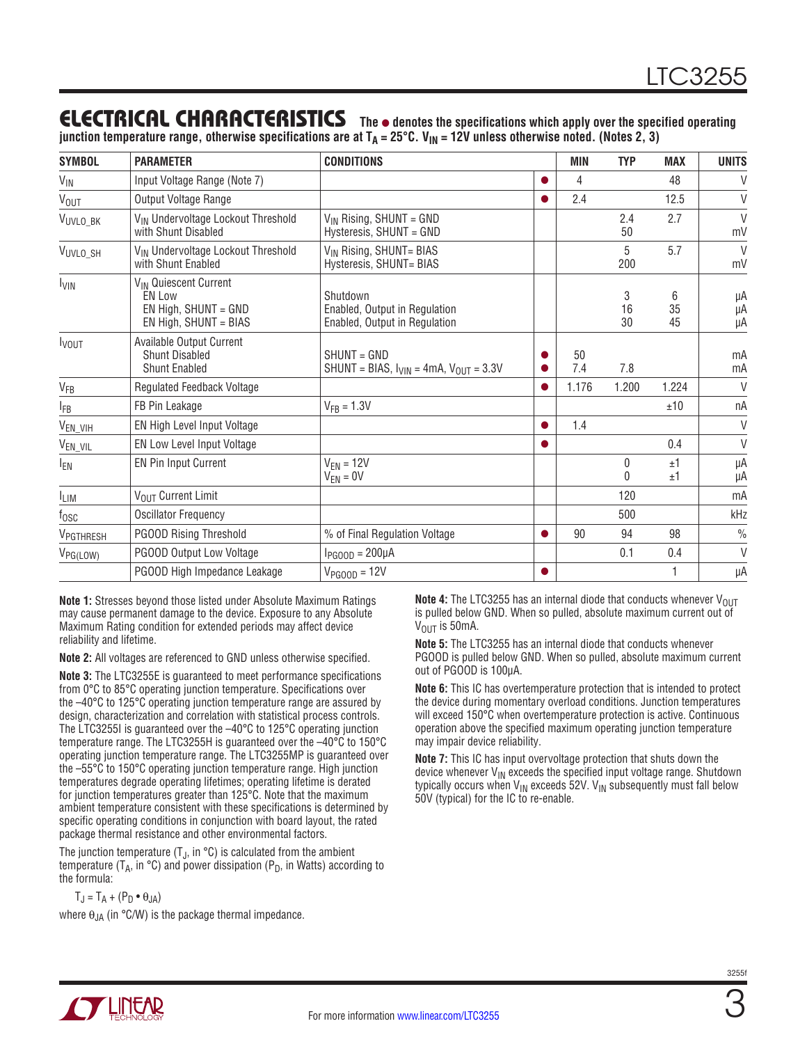## ELECTRICAL CHARACTERISTICS

**The ● denotes the specifications which apply over the specified operating junction temperature range, otherwise specifications are at $T_A$ = 25°C. $V_{IN}$ = 12V unless otherwise noted. (Notes 2, 3)**

| SYMBOL | PARAMETER | CONDITIONS | | MIN | TYP | MAX | UNITS |
|---|---|---|---|---|---|---|---|
| $V_{IN}$ | Input Voltage Range (Note 7) | | ● | 4 | | 48 | V |
| $V_{OUT}$ | Output Voltage Range | | ● | 2.4 | | 12.5 | V |
| $V_{UVLO\_BK}$ | $V_{IN}$ Undervoltage Lockout Threshold with Shunt Disabled | $V_{IN}$ Rising, SHUNT = GND<br>Hysteresis, SHUNT = GND | | | 2.4<br>50 | 2.7 | V<br>mV |
| $V_{UVLO\_SH}$ | $V_{IN}$ Undervoltage Lockout Threshold with Shunt Enabled | $V_{IN}$ Rising, SHUNT= BIAS<br>Hysteresis, SHUNT= BIAS | | | 5<br>200 | 5.7 | V<br>mV |
| $I_{VIN}$ | $V_{IN}$ Quiescent Current<br>EN Low<br>EN High, SHUNT = GND<br>EN High, SHUNT = BIAS | Shutdown<br>Enabled, Output in Regulation<br>Enabled, Output in Regulation | | | 3<br>16<br>30 | 6<br>35<br>45 | μA<br>μA<br>μA |
| $I_{VOUT}$ | Available Output Current<br>Shunt Disabled<br>Shunt Enabled | SHUNT = GND<br>SHUNT = BIAS, $I_{VIN}$ = 4mA, $V_{OUT}$ = 3.3V | ●<br>● | 50<br>7.4 | <br>7.8 | | mA<br>mA |
| $V_{FB}$ | Regulated Feedback Voltage | | ● | 1.176 | 1.200 | 1.224 | V |
| $I_{FB}$ | FB Pin Leakage | $V_{FB}$ = 1.3V | | | | ±10 | nA |
| $V_{EN\_VIH}$ | EN High Level Input Voltage | | ● | 1.4 | | | V |
| $V_{EN\_VIL}$ | EN Low Level Input Voltage | | ● | | | 0.4 | V |
| $I_{EN}$ | EN Pin Input Current | $V_{EN}$ = 12V<br>$V_{EN}$ = 0V | | | 0<br>0 | ±1<br>±1 | μA<br>μA |
| $I_{LIM}$ | $V_{OUT}$ Current Limit | | | | 120 | | mA |
| $f_{OSC}$ | Oscillator Frequency | | | | 500 | | kHz |
| $V_{PGTHRESH}$ | PGOOD Rising Threshold | % of Final Regulation Voltage | ● | 90 | 94 | 98 | % |
| $V_{PG(LOW)}$ | PGOOD Output Low Voltage | $I_{PGOOD}$ = 200μA | | | 0.1 | 0.4 | V |
| | PGOOD High Impedance Leakage | $V_{PGOOD}$ = 12V | ● | | | 1 | μA |

**Note 1:** Stresses beyond those listed under Absolute Maximum Ratings may cause permanent damage to the device. Exposure to any Absolute Maximum Rating condition for extended periods may affect device reliability and lifetime.

**Note 2:** All voltages are referenced to GND unless otherwise specified.

**Note 3:** The LTC3255E is guaranteed to meet performance specifications from 0°C to 85°C operating junction temperature. Specifications over the –40°C to 125°C operating junction temperature range are assured by design, characterization and correlation with statistical process controls. The LTC3255I is guaranteed over the –40°C to 125°C operating junction temperature range. The LTC3255H is guaranteed over the –40°C to 150°C operating junction temperature range. The LTC3255MP is guaranteed over the –55°C to 150°C operating junction temperature range. High junction temperatures degrade operating lifetimes; operating lifetime is derated for junction temperatures greater than 125°C. Note that the maximum ambient temperature consistent with these specifications is determined by specific operating conditions in conjunction with board layout, the rated package thermal resistance and other environmental factors.

The junction temperature ($T_J$, in °C) is calculated from the ambient temperature ($T_A$, in °C) and power dissipation ($P_D$, in Watts) according to the formula:

$$T_J = T_A + (P_D \bullet \theta_{JA})$$

where $\theta_{JA}$ (in °C/W) is the package thermal impedance.

**Note 4:** The LTC3255 has an internal diode that conducts whenever $V_{OUT}$ is pulled below GND. When so pulled, absolute maximum current out of $V_{OUT}$ is 50mA.

**Note 5:** The LTC3255 has an internal diode that conducts whenever PGOOD is pulled below GND. When so pulled, absolute maximum current out of PGOOD is 100μA.

**Note 6:** This IC has overtemperature protection that is intended to protect the device during momentary overload conditions. Junction temperatures will exceed 150°C when overtemperature protection is active. Continuous operation above the specified maximum operating junction temperature may impair device reliability.

**Note 7:** This IC has input overvoltage protection that shuts down the device whenever $V_{IN}$ exceeds the specified input voltage range. Shutdown typically occurs when $V_{IN}$ exceeds 52V. $V_{IN}$ subsequently must fall below 50V (typical) for the IC to re-enable.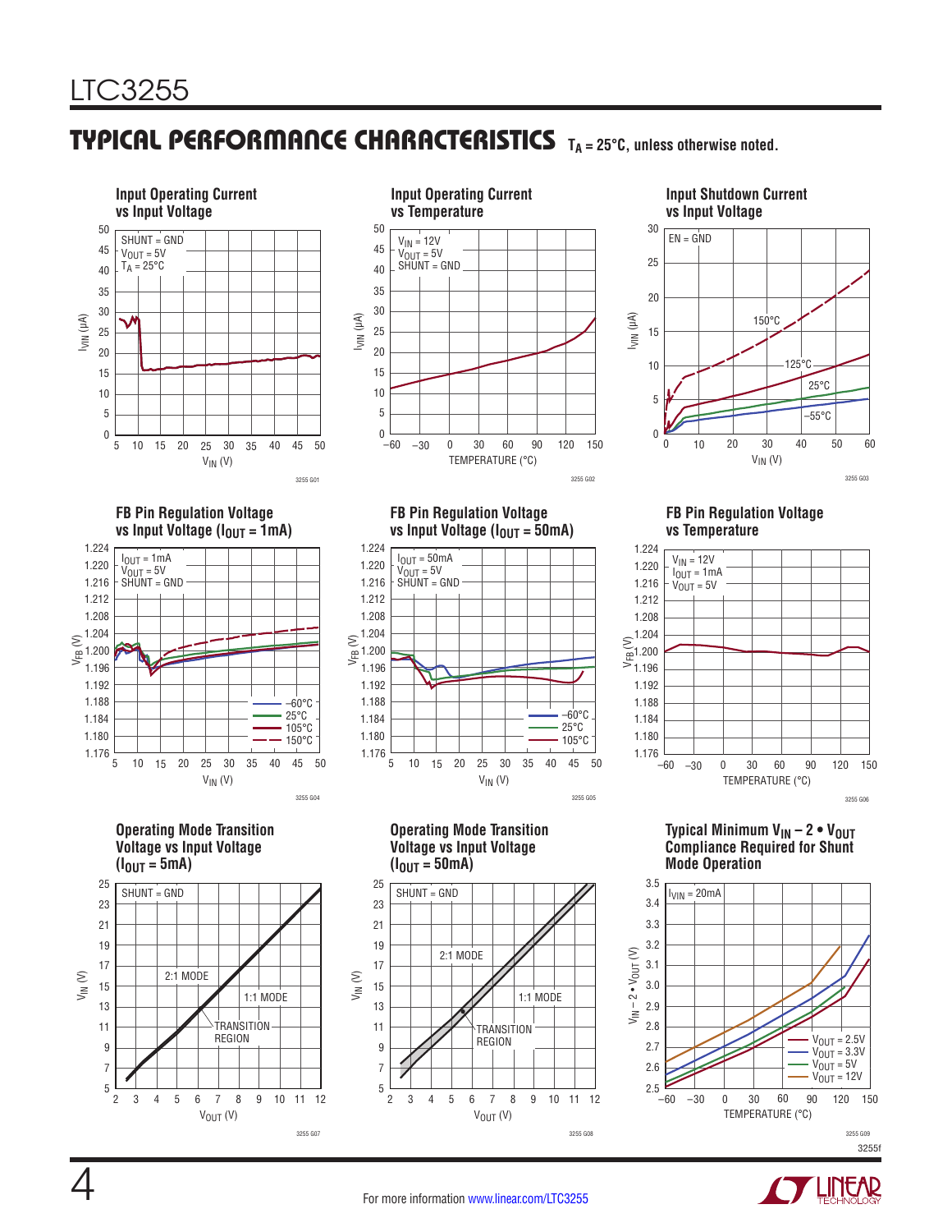## TYPICAL PERFORMANCE CHARACTERISTICS $T_A$ = 25°C, unless otherwise noted.

**Input Operating Current vs Input Voltage**

SHUNT = GND
$V_{OUT}$ = 5V
$T_A$ = 25°C

$I_{VIN}$ (µA) vs $V_{IN}$ (V)

3255 G01

**Input Operating Current vs Temperature**

$V_{IN}$ = 12V
$V_{OUT}$ = 5V
SHUNT = GND

$I_{VIN}$ (µA) vs TEMPERATURE (°C)

3255 G02

**Input Shutdown Current vs Input Voltage**

EN = GND

150°C, 125°C, 25°C, –55°C

$I_{VIN}$ (µA) vs $V_{IN}$ (V)

3255 G03

**FB Pin Regulation Voltage vs Input Voltage ($I_{OUT}$ = 1mA)**

$I_{OUT}$ = 1mA
$V_{OUT}$ = 5V
SHUNT = GND

–60°C, 25°C, 105°C, 150°C

$V_{FB}$ (V) vs $V_{IN}$ (V)

3255 G04

**FB Pin Regulation Voltage vs Input Voltage ($I_{OUT}$ = 50mA)**

$I_{OUT}$ = 50mA
$V_{OUT}$ = 5V
SHUNT = GND

–60°C, 25°C, 105°C

$V_{FB}$ (V) vs $V_{IN}$ (V)

3255 G05

**FB Pin Regulation Voltage vs Temperature**

$V_{IN}$ = 12V
$I_{OUT}$ = 1mA
$V_{OUT}$ = 5V

$V_{FB}$ (V) vs TEMPERATURE (°C)

3255 G06

**Operating Mode Transition Voltage vs Input Voltage ($I_{OUT}$ = 5mA)**

SHUNT = GND

2:1 MODE, 1:1 MODE, TRANSITION REGION

$V_{IN}$ (V) vs $V_{OUT}$ (V)

3255 G07

**Operating Mode Transition Voltage vs Input Voltage ($I_{OUT}$ = 50mA)**

SHUNT = GND

2:1 MODE, 1:1 MODE, TRANSITION REGION

$V_{IN}$ (V) vs $V_{OUT}$ (V)

3255 G08

**Typical Minimum $V_{IN}$ – 2 • $V_{OUT}$ Compliance Required for Shunt Mode Operation**

$I_{VIN}$ = 20mA

$V_{OUT}$ = 2.5V, $V_{OUT}$ = 3.3V, $V_{OUT}$ = 5V, $V_{OUT}$ = 12V

$V_{IN}$ – 2 • $V_{OUT}$ (V) vs TEMPERATURE (°C)

3255 G09

For more information www.linear.com/LTC3255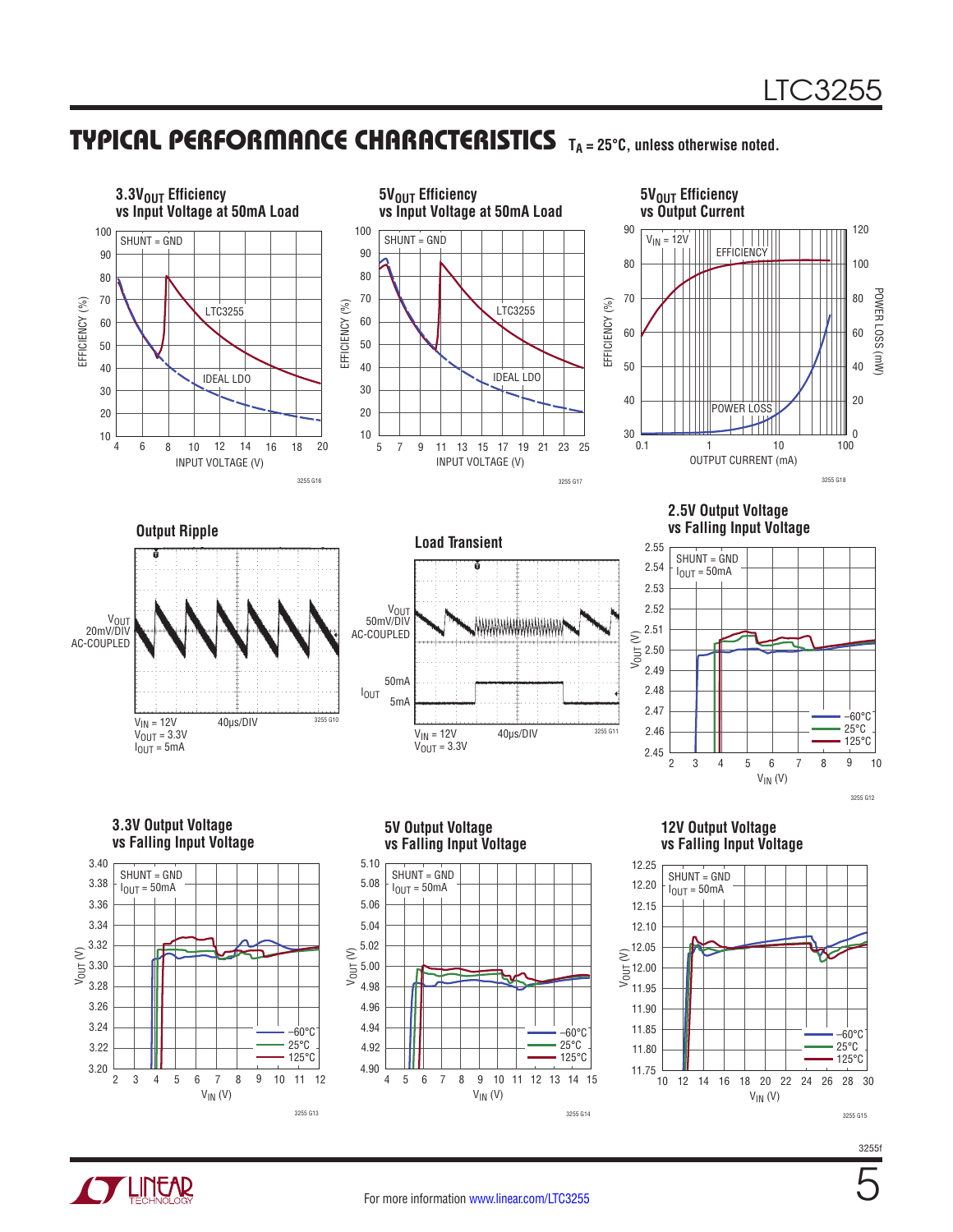## TYPICAL PERFORMANCE CHARACTERISTICS

$T_A = 25°C$, unless otherwise noted.

**3.3V$_{OUT}$ Efficiency vs Input Voltage at 50mA Load**

SHUNT = GND

EFFICIENCY (%) vs INPUT VOLTAGE (V); curves: LTC3255, IDEAL LDO

3255 G16

**5V$_{OUT}$ Efficiency vs Input Voltage at 50mA Load**

SHUNT = GND

EFFICIENCY (%) vs INPUT VOLTAGE (V); curves: LTC3255, IDEAL LDO

3255 G17

**5V$_{OUT}$ Efficiency vs Output Current**

$V_{IN}$ = 12V

EFFICIENCY (%) and POWER LOSS (mW) vs OUTPUT CURRENT (mA)

3255 G18

**Output Ripple**

$V_{OUT}$ 20mV/DIV AC-COUPLED

40µs/DIV

$V_{IN}$ = 12V
$V_{OUT}$ = 3.3V
$I_{OUT}$ = 5mA

3255 G10

**Load Transient**

$V_{OUT}$ 50mV/DIV AC-COUPLED

$I_{OUT}$ 50mA / 5mA

40µs/DIV

$V_{IN}$ = 12V
$V_{OUT}$ = 3.3V

3255 G11

**2.5V Output Voltage vs Falling Input Voltage**

SHUNT = GND
$I_{OUT}$ = 50mA

$V_{OUT}$ (V) vs $V_{IN}$ (V); curves: –60°C, 25°C, 125°C

3255 G12

**3.3V Output Voltage vs Falling Input Voltage**

SHUNT = GND
$I_{OUT}$ = 50mA

$V_{OUT}$ (V) vs $V_{IN}$ (V); curves: –60°C, 25°C, 125°C

3255 G13

**5V Output Voltage vs Falling Input Voltage**

SHUNT = GND
$I_{OUT}$ = 50mA

$V_{OUT}$ (V) vs $V_{IN}$ (V); curves: –60°C, 25°C, 125°C

3255 G14

**12V Output Voltage vs Falling Input Voltage**

SHUNT = GND
$I_{OUT}$ = 50mA

$V_{OUT}$ (V) vs $V_{IN}$ (V); curves: –60°C, 25°C, 125°C

3255 G15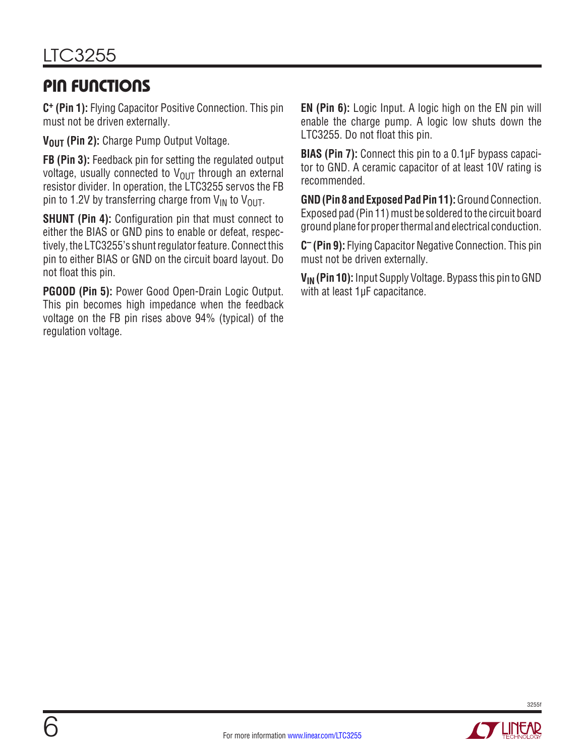## PIN FUNCTIONS

**$C^+$ (Pin 1):** Flying Capacitor Positive Connection. This pin must not be driven externally.

**$V_{OUT}$ (Pin 2):** Charge Pump Output Voltage.

**FB (Pin 3):** Feedback pin for setting the regulated output voltage, usually connected to $V_{OUT}$ through an external resistor divider. In operation, the LTC3255 servos the FB pin to 1.2V by transferring charge from $V_{IN}$ to $V_{OUT}$.

**SHUNT (Pin 4):** Configuration pin that must connect to either the BIAS or GND pins to enable or defeat, respectively, the LTC3255's shunt regulator feature. Connect this pin to either BIAS or GND on the circuit board layout. Do not float this pin.

**PGOOD (Pin 5):** Power Good Open-Drain Logic Output. This pin becomes high impedance when the feedback voltage on the FB pin rises above 94% (typical) of the regulation voltage.

**EN (Pin 6):** Logic Input. A logic high on the EN pin will enable the charge pump. A logic low shuts down the LTC3255. Do not float this pin.

**BIAS (Pin 7):** Connect this pin to a 0.1μF bypass capacitor to GND. A ceramic capacitor of at least 10V rating is recommended.

**GND (Pin 8 and Exposed Pad Pin 11):** Ground Connection. Exposed pad (Pin 11) must be soldered to the circuit board ground plane for proper thermal and electrical conduction.

**$C^–$ (Pin 9):** Flying Capacitor Negative Connection. This pin must not be driven externally.

**$V_{IN}$ (Pin 10):** Input Supply Voltage. Bypass this pin to GND with at least 1μF capacitance.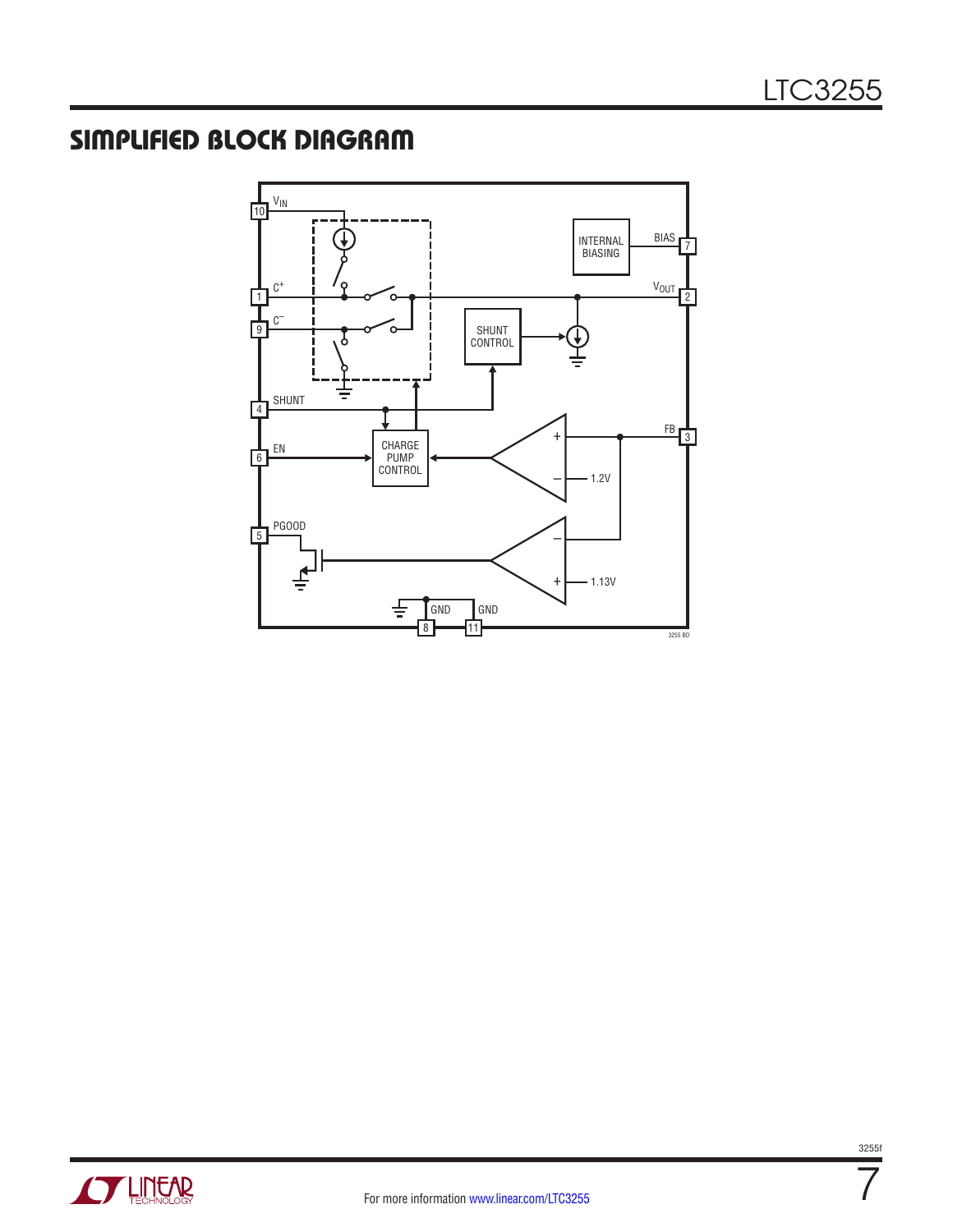## SIMPLIFIED BLOCK DIAGRAM

VIN 10, C+ 1, C– 9, SHUNT 4, EN 6, PGOOD 5, INTERNAL BIASING, BIAS 7, VOUT 2, SHUNT CONTROL, CHARGE PUMP CONTROL, FB 3, 1.2V, 1.13V, GND 8, GND 11

3255 BD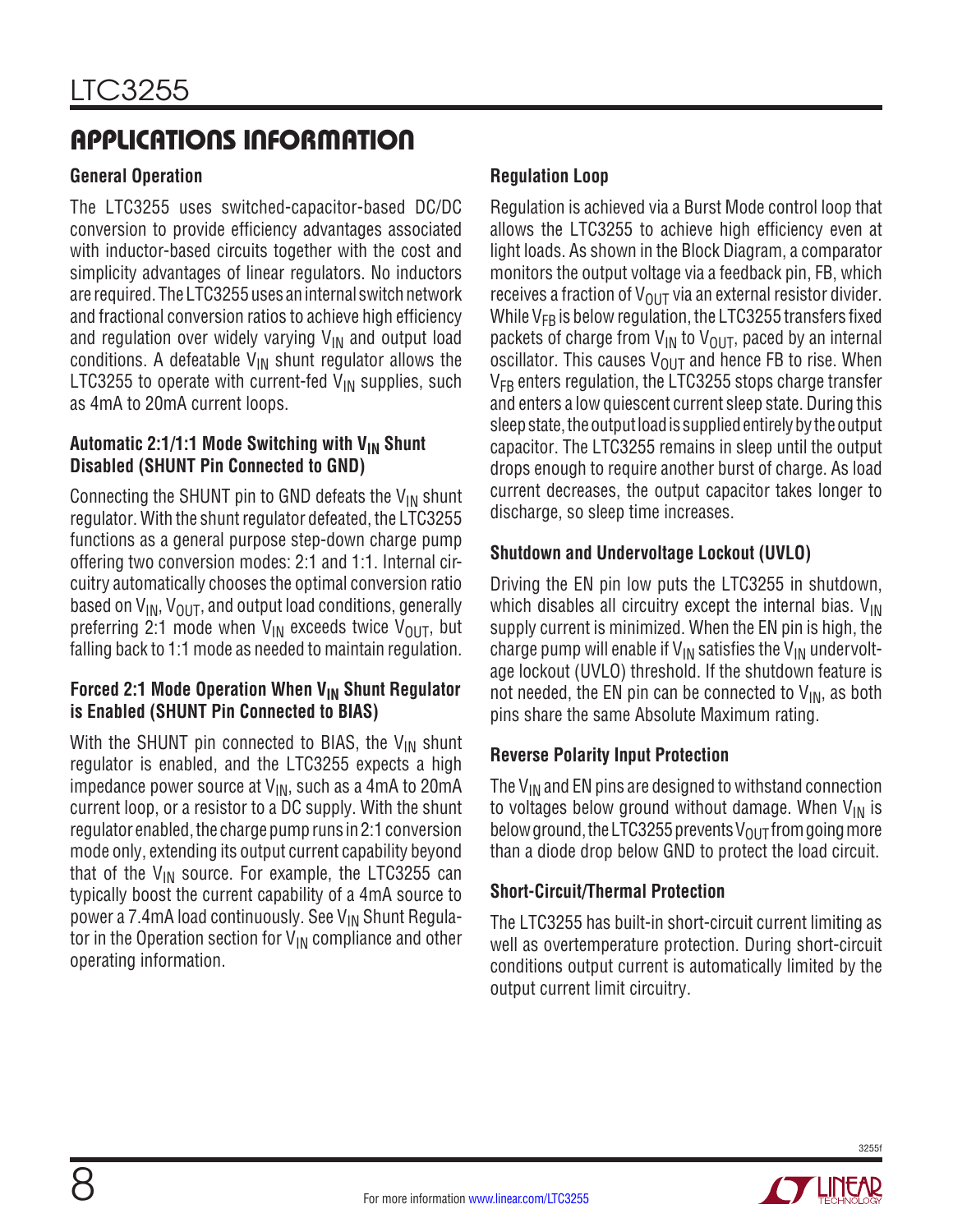## APPLICATIONS INFORMATION

### General Operation

The LTC3255 uses switched-capacitor-based DC/DC conversion to provide efficiency advantages associated with inductor-based circuits together with the cost and simplicity advantages of linear regulators. No inductors are required. The LTC3255 uses an internal switch network and fractional conversion ratios to achieve high efficiency and regulation over widely varying $V_{IN}$ and output load conditions. A defeatable $V_{IN}$ shunt regulator allows the LTC3255 to operate with current-fed $V_{IN}$ supplies, such as 4mA to 20mA current loops.

### Automatic 2:1/1:1 Mode Switching with $V_{IN}$ Shunt Disabled (SHUNT Pin Connected to GND)

Connecting the SHUNT pin to GND defeats the $V_{IN}$ shunt regulator. With the shunt regulator defeated, the LTC3255 functions as a general purpose step-down charge pump offering two conversion modes: 2:1 and 1:1. Internal circuitry automatically chooses the optimal conversion ratio based on $V_{IN}$, $V_{OUT}$, and output load conditions, generally preferring 2:1 mode when $V_{IN}$ exceeds twice $V_{OUT}$, but falling back to 1:1 mode as needed to maintain regulation.

### Forced 2:1 Mode Operation When $V_{IN}$ Shunt Regulator is Enabled (SHUNT Pin Connected to BIAS)

With the SHUNT pin connected to BIAS, the $V_{IN}$ shunt regulator is enabled, and the LTC3255 expects a high impedance power source at $V_{IN}$, such as a 4mA to 20mA current loop, or a resistor to a DC supply. With the shunt regulator enabled, the charge pump runs in 2:1 conversion mode only, extending its output current capability beyond that of the $V_{IN}$ source. For example, the LTC3255 can typically boost the current capability of a 4mA source to power a 7.4mA load continuously. See $V_{IN}$ Shunt Regulator in the Operation section for $V_{IN}$ compliance and other operating information.

### Regulation Loop

Regulation is achieved via a Burst Mode control loop that allows the LTC3255 to achieve high efficiency even at light loads. As shown in the Block Diagram, a comparator monitors the output voltage via a feedback pin, FB, which receives a fraction of $V_{OUT}$ via an external resistor divider. While $V_{FB}$ is below regulation, the LTC3255 transfers fixed packets of charge from $V_{IN}$ to $V_{OUT}$, paced by an internal oscillator. This causes $V_{OUT}$ and hence FB to rise. When $V_{FB}$ enters regulation, the LTC3255 stops charge transfer and enters a low quiescent current sleep state. During this sleep state, the output load is supplied entirely by the output capacitor. The LTC3255 remains in sleep until the output drops enough to require another burst of charge. As load current decreases, the output capacitor takes longer to discharge, so sleep time increases.

### Shutdown and Undervoltage Lockout (UVLO)

Driving the EN pin low puts the LTC3255 in shutdown, which disables all circuitry except the internal bias. $V_{IN}$ supply current is minimized. When the EN pin is high, the charge pump will enable if $V_{IN}$ satisfies the $V_{IN}$ undervoltage lockout (UVLO) threshold. If the shutdown feature is not needed, the EN pin can be connected to $V_{IN}$, as both pins share the same Absolute Maximum rating.

### Reverse Polarity Input Protection

The $V_{IN}$ and EN pins are designed to withstand connection to voltages below ground without damage. When $V_{IN}$ is below ground, the LTC3255 prevents $V_{OUT}$ from going more than a diode drop below GND to protect the load circuit.

### Short-Circuit/Thermal Protection

The LTC3255 has built-in short-circuit current limiting as well as overtemperature protection. During short-circuit conditions output current is automatically limited by the output current limit circuitry.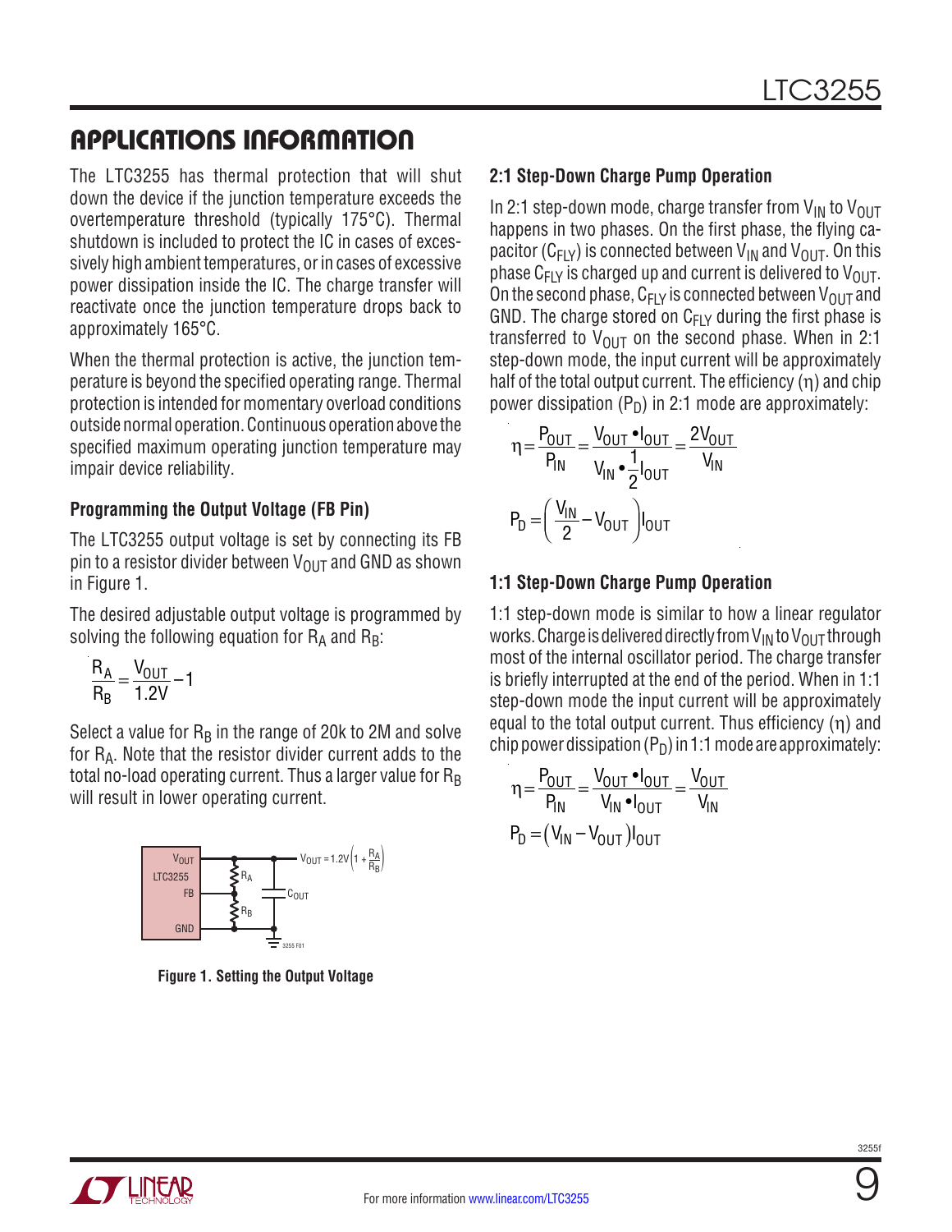## APPLICATIONS INFORMATION

The LTC3255 has thermal protection that will shut down the device if the junction temperature exceeds the overtemperature threshold (typically 175°C). Thermal shutdown is included to protect the IC in cases of excessively high ambient temperatures, or in cases of excessive power dissipation inside the IC. The charge transfer will reactivate once the junction temperature drops back to approximately 165°C.

When the thermal protection is active, the junction temperature is beyond the specified operating range. Thermal protection is intended for momentary overload conditions outside normal operation. Continuous operation above the specified maximum operating junction temperature may impair device reliability.

### Programming the Output Voltage (FB Pin)

The LTC3255 output voltage is set by connecting its FB pin to a resistor divider between $V_{OUT}$ and GND as shown in Figure 1.

The desired adjustable output voltage is programmed by solving the following equation for $R_A$ and $R_B$:

$$\frac{R_A}{R_B} = \frac{V_{OUT}}{1.2V} - 1$$

Select a value for $R_B$ in the range of 20k to 2M and solve for $R_A$. Note that the resistor divider current adds to the total no-load operating current. Thus a larger value for $R_B$ will result in lower operating current.

$V_{OUT} = 1.2V\left(1 + \frac{R_A}{R_B}\right)$

Figure 1. Setting the Output Voltage

### 2:1 Step-Down Charge Pump Operation

In 2:1 step-down mode, charge transfer from $V_{IN}$ to $V_{OUT}$ happens in two phases. On the first phase, the flying capacitor ($C_{FLY}$) is connected between $V_{IN}$ and $V_{OUT}$. On this phase $C_{FLY}$ is charged up and current is delivered to $V_{OUT}$. On the second phase, $C_{FLY}$ is connected between $V_{OUT}$ and GND. The charge stored on $C_{FLY}$ during the first phase is transferred to $V_{OUT}$ on the second phase. When in 2:1 step-down mode, the input current will be approximately half of the total output current. The efficiency (η) and chip power dissipation ($P_D$) in 2:1 mode are approximately:

$$\eta = \frac{P_{OUT}}{P_{IN}} = \frac{V_{OUT} \bullet I_{OUT}}{V_{IN} \bullet \frac{1}{2} I_{OUT}} = \frac{2V_{OUT}}{V_{IN}}$$

$$P_D = \left(\frac{V_{IN}}{2} - V_{OUT}\right) I_{OUT}$$

### 1:1 Step-Down Charge Pump Operation

1:1 step-down mode is similar to how a linear regulator works. Charge is delivered directly from $V_{IN}$ to $V_{OUT}$ through most of the internal oscillator period. The charge transfer is briefly interrupted at the end of the period. When in 1:1 step-down mode the input current will be approximately equal to the total output current. Thus efficiency (η) and chip power dissipation ($P_D$) in 1:1 mode are approximately:

$$\eta = \frac{P_{OUT}}{P_{IN}} = \frac{V_{OUT} \bullet I_{OUT}}{V_{IN} \bullet I_{OUT}} = \frac{V_{OUT}}{V_{IN}}$$

$$P_D = (V_{IN} - V_{OUT}) I_{OUT}$$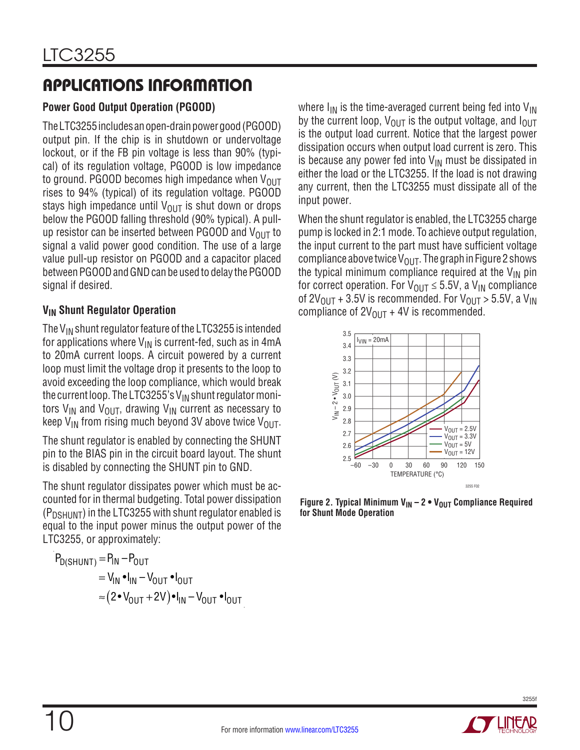## APPLICATIONS INFORMATION

### Power Good Output Operation (PGOOD)

The LTC3255 includes an open-drain power good (PGOOD) output pin. If the chip is in shutdown or undervoltage lockout, or if the FB pin voltage is less than 90% (typical) of its regulation voltage, PGOOD is low impedance to ground. PGOOD becomes high impedance when $V_{OUT}$ rises to 94% (typical) of its regulation voltage. PGOOD stays high impedance until $V_{OUT}$ is shut down or drops below the PGOOD falling threshold (90% typical). A pull-up resistor can be inserted between PGOOD and $V_{OUT}$ to signal a valid power good condition. The use of a large value pull-up resistor on PGOOD and a capacitor placed between PGOOD and GND can be used to delay the PGOOD signal if desired.

### $V_{IN}$ Shunt Regulator Operation

The $V_{IN}$ shunt regulator feature of the LTC3255 is intended for applications where $V_{IN}$ is current-fed, such as in 4mA to 20mA current loops. A circuit powered by a current loop must limit the voltage drop it presents to the loop to avoid exceeding the loop compliance, which would break the current loop. The LTC3255's $V_{IN}$ shunt regulator monitors $V_{IN}$ and $V_{OUT}$, drawing $V_{IN}$ current as necessary to keep $V_{IN}$ from rising much beyond 3V above twice $V_{OUT}$.

The shunt regulator is enabled by connecting the SHUNT pin to the BIAS pin in the circuit board layout. The shunt is disabled by connecting the SHUNT pin to GND.

The shunt regulator dissipates power which must be accounted for in thermal budgeting. Total power dissipation ($P_{DSHUNT}$) in the LTC3255 with shunt regulator enabled is equal to the input power minus the output power of the LTC3255, or approximately:

$$
\begin{aligned}
P_{D(SHUNT)} &= P_{IN} - P_{OUT} \\
&= V_{IN} \bullet I_{IN} - V_{OUT} \bullet I_{OUT} \\
&\approx (2 \bullet V_{OUT} + 2V) \bullet I_{IN} - V_{OUT} \bullet I_{OUT}
\end{aligned}
$$

where $I_{IN}$ is the time-averaged current being fed into $V_{IN}$ by the current loop, $V_{OUT}$ is the output voltage, and $I_{OUT}$ is the output load current. Notice that the largest power dissipation occurs when output load current is zero. This is because any power fed into $V_{IN}$ must be dissipated in either the load or the LTC3255. If the load is not drawing any current, then the LTC3255 must dissipate all of the input power.

When the shunt regulator is enabled, the LTC3255 charge pump is locked in 2:1 mode. To achieve output regulation, the input current to the part must have sufficient voltage compliance above twice $V_{OUT}$. The graph in Figure 2 shows the typical minimum compliance required at the $V_{IN}$ pin for correct operation. For $V_{OUT} \leq 5.5V$, a $V_{IN}$ compliance of $2V_{OUT} + 3.5V$ is recommended. For $V_{OUT} > 5.5V$, a $V_{IN}$ compliance of $2V_{OUT} + 4V$ is recommended.

**Figure 2. Typical Minimum $V_{IN} – 2 \bullet V_{OUT}$ Compliance Required for Shunt Mode Operation**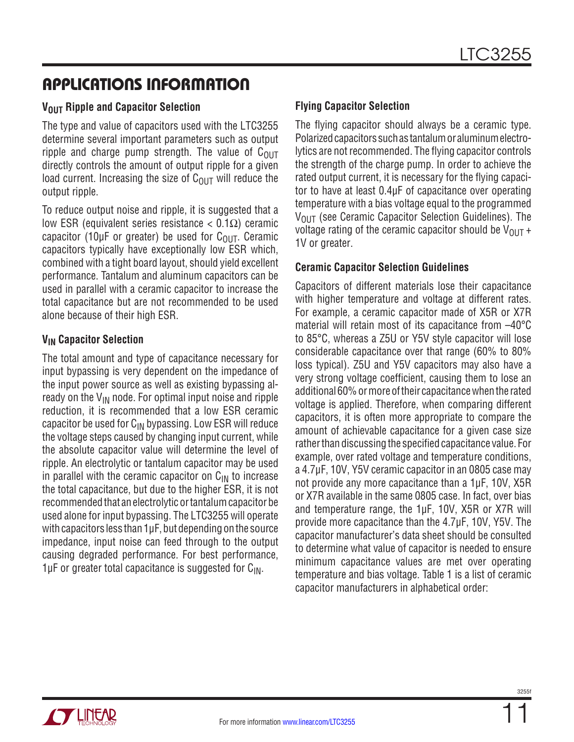## APPLICATIONS INFORMATION

### $V_{OUT}$ Ripple and Capacitor Selection

The type and value of capacitors used with the LTC3255 determine several important parameters such as output ripple and charge pump strength. The value of $C_{OUT}$ directly controls the amount of output ripple for a given load current. Increasing the size of $C_{OUT}$ will reduce the output ripple.

To reduce output noise and ripple, it is suggested that a low ESR (equivalent series resistance < 0.1Ω) ceramic capacitor (10µF or greater) be used for $C_{OUT}$. Ceramic capacitors typically have exceptionally low ESR which, combined with a tight board layout, should yield excellent performance. Tantalum and aluminum capacitors can be used in parallel with a ceramic capacitor to increase the total capacitance but are not recommended to be used alone because of their high ESR.

### $V_{IN}$ Capacitor Selection

The total amount and type of capacitance necessary for input bypassing is very dependent on the impedance of the input power source as well as existing bypassing already on the $V_{IN}$ node. For optimal input noise and ripple reduction, it is recommended that a low ESR ceramic capacitor be used for $C_{IN}$ bypassing. Low ESR will reduce the voltage steps caused by changing input current, while the absolute capacitor value will determine the level of ripple. An electrolytic or tantalum capacitor may be used in parallel with the ceramic capacitor on $C_{IN}$ to increase the total capacitance, but due to the higher ESR, it is not recommended that an electrolytic or tantalum capacitor be used alone for input bypassing. The LTC3255 will operate with capacitors less than 1µF, but depending on the source impedance, input noise can feed through to the output causing degraded performance. For best performance, 1µF or greater total capacitance is suggested for $C_{IN}$.

### Flying Capacitor Selection

The flying capacitor should always be a ceramic type. Polarized capacitors such as tantalum or aluminum electrolytics are not recommended. The flying capacitor controls the strength of the charge pump. In order to achieve the rated output current, it is necessary for the flying capacitor to have at least 0.4µF of capacitance over operating temperature with a bias voltage equal to the programmed $V_{OUT}$ (see Ceramic Capacitor Selection Guidelines). The voltage rating of the ceramic capacitor should be $V_{OUT}$ + 1V or greater.

### Ceramic Capacitor Selection Guidelines

Capacitors of different materials lose their capacitance with higher temperature and voltage at different rates. For example, a ceramic capacitor made of X5R or X7R material will retain most of its capacitance from –40°C to 85°C, whereas a Z5U or Y5V style capacitor will lose considerable capacitance over that range (60% to 80% loss typical). Z5U and Y5V capacitors may also have a very strong voltage coefficient, causing them to lose an additional 60% or more of their capacitance when the rated voltage is applied. Therefore, when comparing different capacitors, it is often more appropriate to compare the amount of achievable capacitance for a given case size rather than discussing the specified capacitance value. For example, over rated voltage and temperature conditions, a 4.7µF, 10V, Y5V ceramic capacitor in an 0805 case may not provide any more capacitance than a 1µF, 10V, X5R or X7R available in the same 0805 case. In fact, over bias and temperature range, the 1µF, 10V, X5R or X7R will provide more capacitance than the 4.7µF, 10V, Y5V. The capacitor manufacturer's data sheet should be consulted to determine what value of capacitor is needed to ensure minimum capacitance values are met over operating temperature and bias voltage. Table 1 is a list of ceramic capacitor manufacturers in alphabetical order: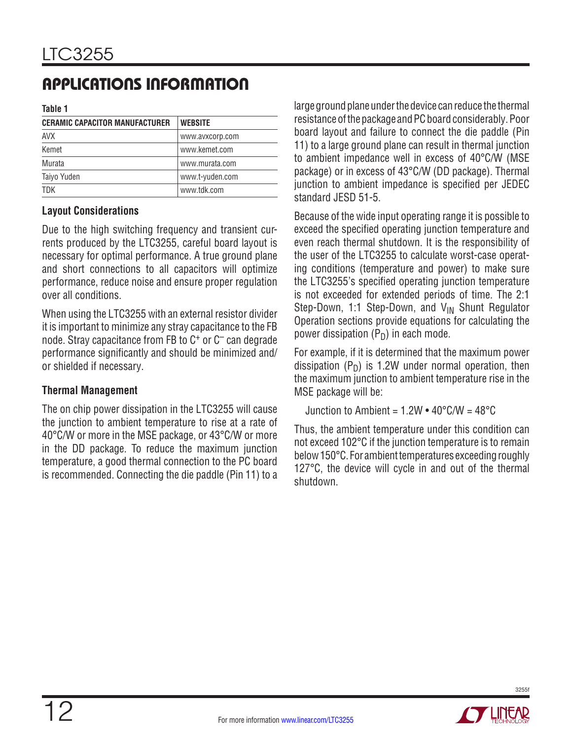## APPLICATIONS INFORMATION

**Table 1**

| CERAMIC CAPACITOR MANUFACTURER | WEBSITE |
|---|---|
| AVX | www.avxcorp.com |
| Kemet | www.kemet.com |
| Murata | www.murata.com |
| Taiyo Yuden | www.t-yuden.com |
| TDK | www.tdk.com |

### Layout Considerations

Due to the high switching frequency and transient currents produced by the LTC3255, careful board layout is necessary for optimal performance. A true ground plane and short connections to all capacitors will optimize performance, reduce noise and ensure proper regulation over all conditions.

When using the LTC3255 with an external resistor divider it is important to minimize any stray capacitance to the FB node. Stray capacitance from FB to $C^+$ or $C^–$ can degrade performance significantly and should be minimized and/or shielded if necessary.

### Thermal Management

The on chip power dissipation in the LTC3255 will cause the junction to ambient temperature to rise at a rate of 40°C/W or more in the MSE package, or 43°C/W or more in the DD package. To reduce the maximum junction temperature, a good thermal connection to the PC board is recommended. Connecting the die paddle (Pin 11) to a large ground plane under the device can reduce the thermal resistance of the package and PC board considerably. Poor board layout and failure to connect the die paddle (Pin 11) to a large ground plane can result in thermal junction to ambient impedance well in excess of 40°C/W (MSE package) or in excess of 43°C/W (DD package). Thermal junction to ambient impedance is specified per JEDEC standard JESD 51-5.

Because of the wide input operating range it is possible to exceed the specified operating junction temperature and even reach thermal shutdown. It is the responsibility of the user of the LTC3255 to calculate worst-case operating conditions (temperature and power) to make sure the LTC3255's specified operating junction temperature is not exceeded for extended periods of time. The 2:1 Step-Down, 1:1 Step-Down, and $V_{IN}$ Shunt Regulator Operation sections provide equations for calculating the power dissipation ($P_D$) in each mode.

For example, if it is determined that the maximum power dissipation ($P_D$) is 1.2W under normal operation, then the maximum junction to ambient temperature rise in the MSE package will be:

$$\text{Junction to Ambient} = 1.2\text{W} \bullet 40°\text{C/W} = 48°\text{C}$$

Thus, the ambient temperature under this condition can not exceed 102°C if the junction temperature is to remain below 150°C. For ambient temperatures exceeding roughly 127°C, the device will cycle in and out of the thermal shutdown.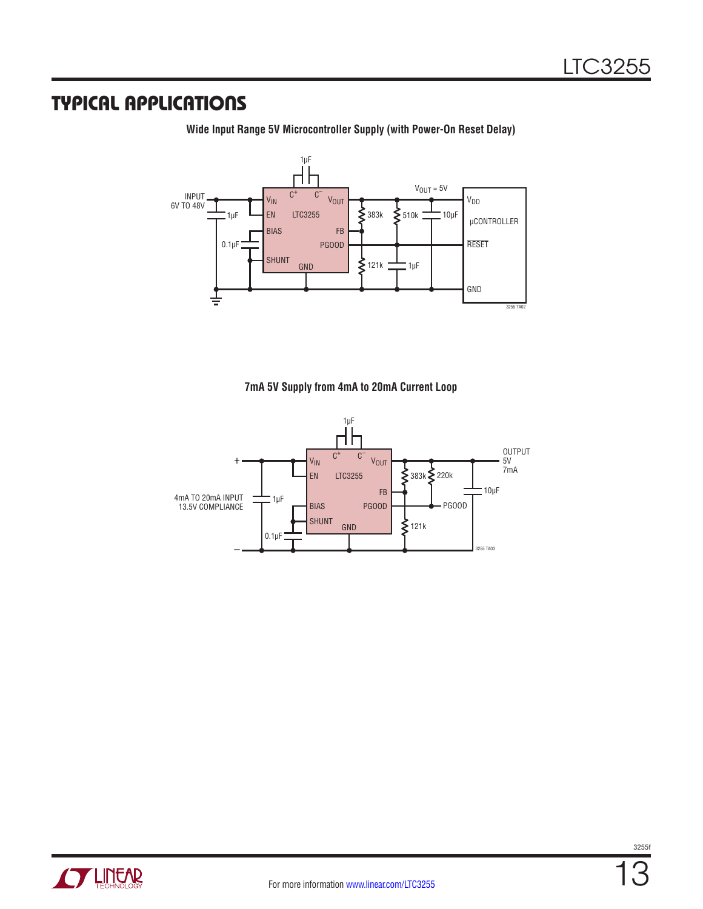## TYPICAL APPLICATIONS

**Wide Input Range 5V Microcontroller Supply (with Power-On Reset Delay)**

INPUT 6V TO 48V, 1µF, 0.1µF, $V_{IN}$, EN, BIAS, SHUNT, $C^+$, $C^-$, 1µF, LTC3255, $V_{OUT}$, FB, PGOOD, GND, 383k, 121k, 510k, 1µF, 10µF, $V_{OUT}$ = 5V, $V_{DD}$, µCONTROLLER, $\overline{RESET}$, GND

3255 TA02

**7mA 5V Supply from 4mA to 20mA Current Loop**

+, –, 4mA TO 20mA INPUT 13.5V COMPLIANCE, 1µF, 0.1µF, $V_{IN}$, EN, BIAS, SHUNT, $C^+$, $C^-$, 1µF, LTC3255, $V_{OUT}$, FB, PGOOD, GND, 383k, 121k, 220k, PGOOD, 10µF, OUTPUT 5V 7mA

3255 TA03

For more information www.linear.com/LTC3255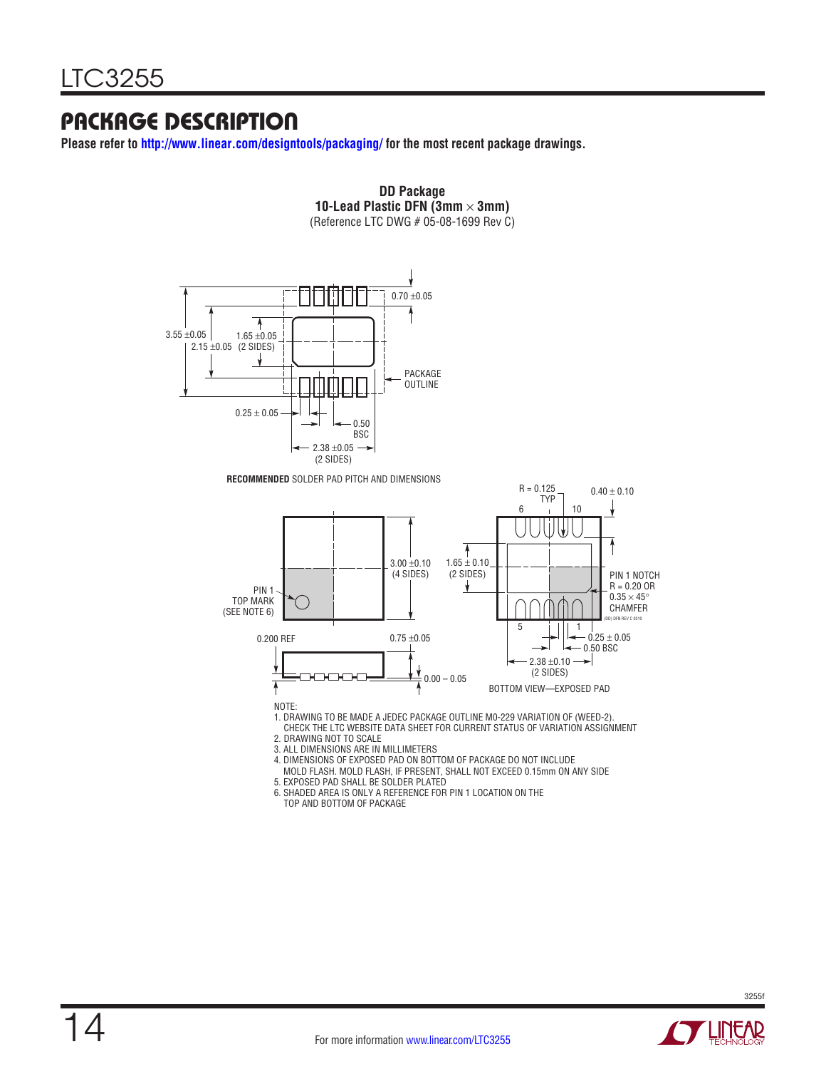## PACKAGE DESCRIPTION

**Please refer to http://www.linear.com/designtools/packaging/ for the most recent package drawings.**

**DD Package**
**10-Lead Plastic DFN (3mm × 3mm)**
(Reference LTC DWG # 05-08-1699 Rev C)

3.55 ±0.05
2.15 ±0.05
1.65 ±0.05 (2 SIDES)
0.70 ±0.05
PACKAGE OUTLINE
0.25 ± 0.05
0.50 BSC
2.38 ±0.05 (2 SIDES)

**RECOMMENDED** SOLDER PAD PITCH AND DIMENSIONS

PIN 1 TOP MARK (SEE NOTE 6)
3.00 ±0.10 (4 SIDES)
0.200 REF
0.75 ±0.05
0.00 – 0.05

R = 0.125 TYP
0.40 ± 0.10
6
10
1.65 ± 0.10 (2 SIDES)
PIN 1 NOTCH R = 0.20 OR 0.35 × 45° CHAMFER
(DD) DFN REV C 0310
5
1
0.25 ± 0.05
0.50 BSC
2.38 ±0.10 (2 SIDES)

BOTTOM VIEW—EXPOSED PAD

NOTE:
1. DRAWING TO BE MADE A JEDEC PACKAGE OUTLINE M0-229 VARIATION OF (WEED-2). CHECK THE LTC WEBSITE DATA SHEET FOR CURRENT STATUS OF VARIATION ASSIGNMENT
2. DRAWING NOT TO SCALE
3. ALL DIMENSIONS ARE IN MILLIMETERS
4. DIMENSIONS OF EXPOSED PAD ON BOTTOM OF PACKAGE DO NOT INCLUDE MOLD FLASH. MOLD FLASH, IF PRESENT, SHALL NOT EXCEED 0.15mm ON ANY SIDE
5. EXPOSED PAD SHALL BE SOLDER PLATED
6. SHADED AREA IS ONLY A REFERENCE FOR PIN 1 LOCATION ON THE TOP AND BOTTOM OF PACKAGE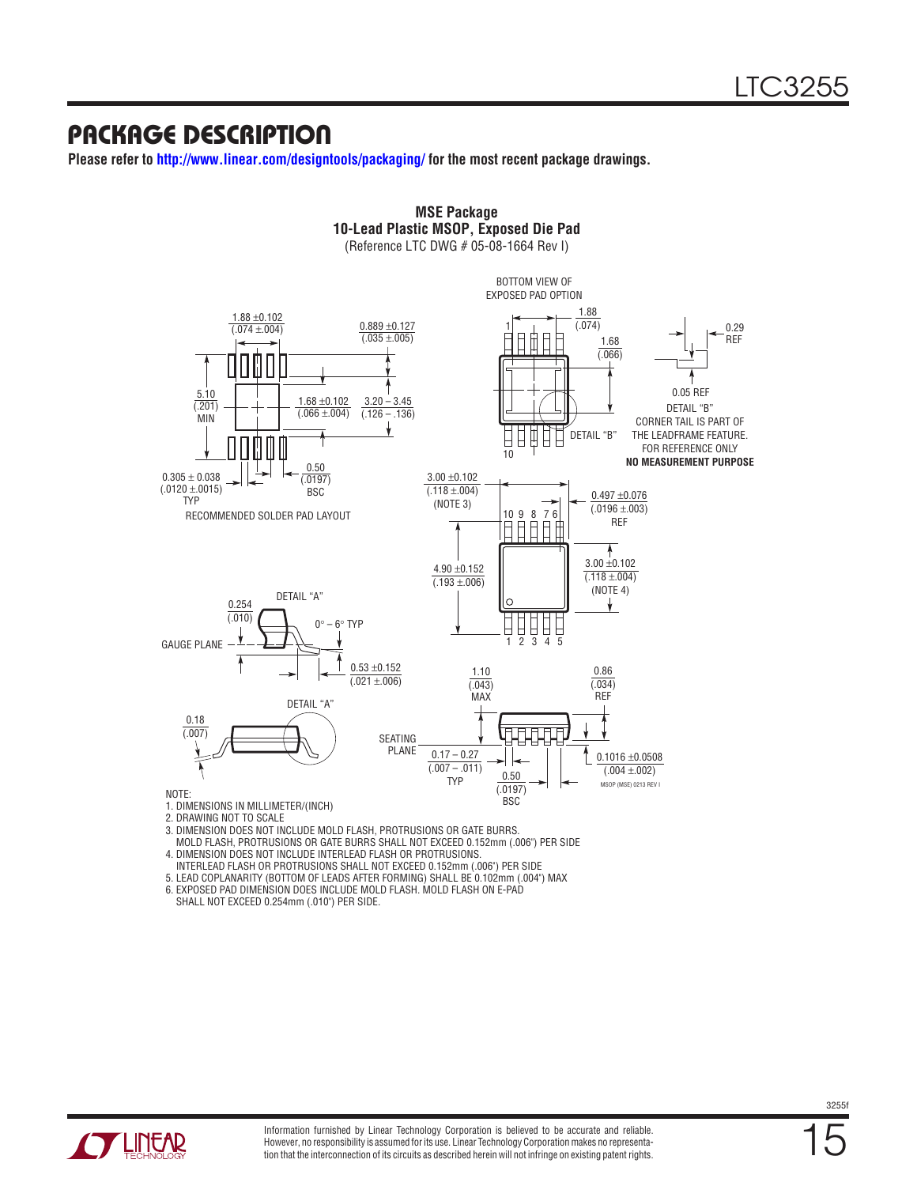## PACKAGE DESCRIPTION

**Please refer to http://www.linear.com/designtools/packaging/ for the most recent package drawings.**

**MSE Package**
**10-Lead Plastic MSOP, Exposed Die Pad**
(Reference LTC DWG # 05-08-1664 Rev I)

BOTTOM VIEW OF EXPOSED PAD OPTION

1.88 ±0.102 (.074 ±.004)

0.889 ±0.127 (.035 ±.005)

5.10 (.201) MIN

1.68 ±0.102 (.066 ±.004)

3.20 – 3.45 (.126 – .136)

0.305 ± 0.038 (.0120 ±.0015) TYP

0.50 (.0197) BSC

RECOMMENDED SOLDER PAD LAYOUT

1.88 (.074)

1.68 (.066)

0.29 REF

0.05 REF

DETAIL "B"

DETAIL "B" CORNER TAIL IS PART OF THE LEADFRAME FEATURE. FOR REFERENCE ONLY **NO MEASUREMENT PURPOSE**

3.00 ±0.102 (.118 ±.004) (NOTE 3)

0.497 ±0.076 (.0196 ±.003) REF

4.90 ±0.152 (.193 ±.006)

3.00 ±0.102 (.118 ±.004) (NOTE 4)

DETAIL "A"

0.254 (.010)

0° – 6° TYP

GAUGE PLANE

0.53 ±0.152 (.021 ±.006)

DETAIL "A"

0.18 (.007)

SEATING PLANE

1.10 (.043) MAX

0.86 (.034) REF

0.17 – 0.27 (.007 – .011) TYP

0.50 (.0197) BSC

0.1016 ±0.0508 (.004 ±.002)

MSOP (MSE) 0213 REV I

NOTE:
1. DIMENSIONS IN MILLIMETER/(INCH)
2. DRAWING NOT TO SCALE
3. DIMENSION DOES NOT INCLUDE MOLD FLASH, PROTRUSIONS OR GATE BURRS. MOLD FLASH, PROTRUSIONS OR GATE BURRS SHALL NOT EXCEED 0.152mm (.006") PER SIDE
4. DIMENSION DOES NOT INCLUDE INTERLEAD FLASH OR PROTRUSIONS. INTERLEAD FLASH OR PROTRUSIONS SHALL NOT EXCEED 0.152mm (.006") PER SIDE
5. LEAD COPLANARITY (BOTTOM OF LEADS AFTER FORMING) SHALL BE 0.102mm (.004") MAX
6. EXPOSED PAD DIMENSION DOES INCLUDE MOLD FLASH. MOLD FLASH ON E-PAD SHALL NOT EXCEED 0.254mm (.010") PER SIDE.

Information furnished by Linear Technology Corporation is believed to be accurate and reliable. However, no responsibility is assumed for its use. Linear Technology Corporation makes no representation that the interconnection of its circuits as described herein will not infringe on existing patent rights.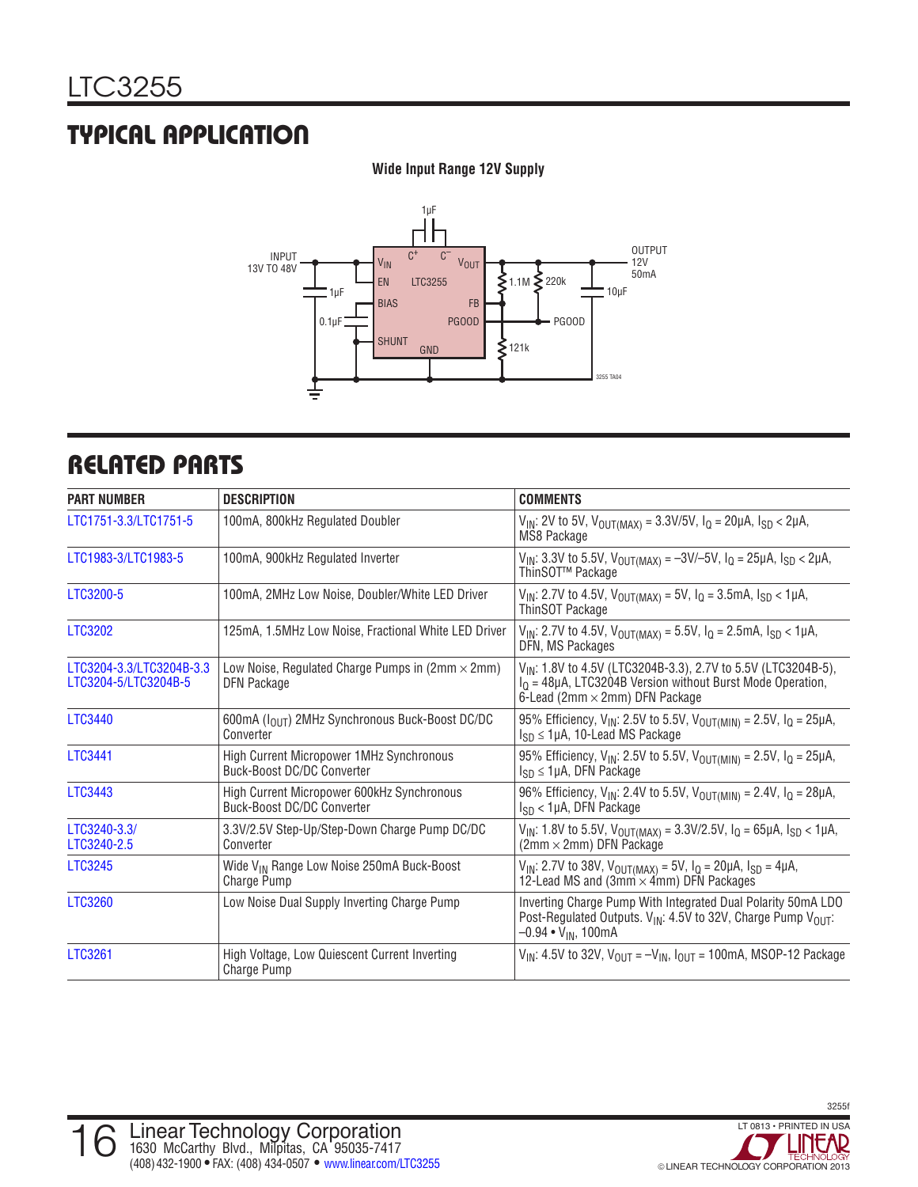## TYPICAL APPLICATION

**Wide Input Range 12V Supply**

INPUT
13V TO 48V
1µF
0.1µF
1µF
$V_{IN}$
$C^+$
$C^-$
$V_{OUT}$
EN
LTC3255
BIAS
FB
PGOOD
SHUNT
GND
1.1M
220k
121k
10µF
PGOOD
OUTPUT
12V
50mA
3255 TA04

## RELATED PARTS

| PART NUMBER | DESCRIPTION | COMMENTS |
|---|---|---|
| LTC1751-3.3/LTC1751-5 | 100mA, 800kHz Regulated Doubler | $V_{IN}$: 2V to 5V, $V_{OUT(MAX)}$ = 3.3V/5V, $I_Q$ = 20µA, $I_{SD}$ < 2µA, MS8 Package |
| LTC1983-3/LTC1983-5 | 100mA, 900kHz Regulated Inverter | $V_{IN}$: 3.3V to 5.5V, $V_{OUT(MAX)}$ = –3V/–5V, $I_Q$ = 25µA, $I_{SD}$ < 2µA, ThinSOT™ Package |
| LTC3200-5 | 100mA, 2MHz Low Noise, Doubler/White LED Driver | $V_{IN}$: 2.7V to 4.5V, $V_{OUT(MAX)}$ = 5V, $I_Q$ = 3.5mA, $I_{SD}$ < 1µA, ThinSOT Package |
| LTC3202 | 125mA, 1.5MHz Low Noise, Fractional White LED Driver | $V_{IN}$: 2.7V to 4.5V, $V_{OUT(MAX)}$ = 5.5V, $I_Q$ = 2.5mA, $I_{SD}$ < 1µA, DFN, MS Packages |
| LTC3204-3.3/LTC3204B-3.3 LTC3204-5/LTC3204B-5 | Low Noise, Regulated Charge Pumps in (2mm × 2mm) DFN Package | $V_{IN}$: 1.8V to 4.5V (LTC3204B-3.3), 2.7V to 5.5V (LTC3204B-5), $I_Q$ = 48µA, LTC3204B Version without Burst Mode Operation, 6-Lead (2mm × 2mm) DFN Package |
| LTC3440 | 600mA ($I_{OUT}$) 2MHz Synchronous Buck-Boost DC/DC Converter | 95% Efficiency, $V_{IN}$: 2.5V to 5.5V, $V_{OUT(MIN)}$ = 2.5V, $I_Q$ = 25µA, $I_{SD}$ ≤ 1µA, 10-Lead MS Package |
| LTC3441 | High Current Micropower 1MHz Synchronous Buck-Boost DC/DC Converter | 95% Efficiency, $V_{IN}$: 2.5V to 5.5V, $V_{OUT(MIN)}$ = 2.5V, $I_Q$ = 25µA, $I_{SD}$ ≤ 1µA, DFN Package |
| LTC3443 | High Current Micropower 600kHz Synchronous Buck-Boost DC/DC Converter | 96% Efficiency, $V_{IN}$: 2.4V to 5.5V, $V_{OUT(MIN)}$ = 2.4V, $I_Q$ = 28µA, $I_{SD}$ < 1µA, DFN Package |
| LTC3240-3.3/ LTC3240-2.5 | 3.3V/2.5V Step-Up/Step-Down Charge Pump DC/DC Converter | $V_{IN}$: 1.8V to 5.5V, $V_{OUT(MAX)}$ = 3.3V/2.5V, $I_Q$ = 65µA, $I_{SD}$ < 1µA, (2mm × 2mm) DFN Package |
| LTC3245 | Wide $V_{IN}$ Range Low Noise 250mA Buck-Boost Charge Pump | $V_{IN}$: 2.7V to 38V, $V_{OUT(MAX)}$ = 5V, $I_Q$ = 20µA, $I_{SD}$ = 4µA, 12-Lead MS and (3mm × 4mm) DFN Packages |
| LTC3260 | Low Noise Dual Supply Inverting Charge Pump | Inverting Charge Pump With Integrated Dual Polarity 50mA LDO Post-Regulated Outputs. $V_{IN}$: 4.5V to 32V, Charge Pump $V_{OUT}$: –0.94 • $V_{IN}$, 100mA |
| LTC3261 | High Voltage, Low Quiescent Current Inverting Charge Pump | $V_{IN}$: 4.5V to 32V, $V_{OUT}$ = –$V_{IN}$, $I_{OUT}$ = 100mA, MSOP-12 Package |

Linear Technology Corporation
1630 McCarthy Blvd., Milpitas, CA 95035-7417
(408) 432-1900 • FAX: (408) 434-0507 • www.linear.com/LTC3255

LT 0813 • PRINTED IN USA
© LINEAR TECHNOLOGY CORPORATION 2013